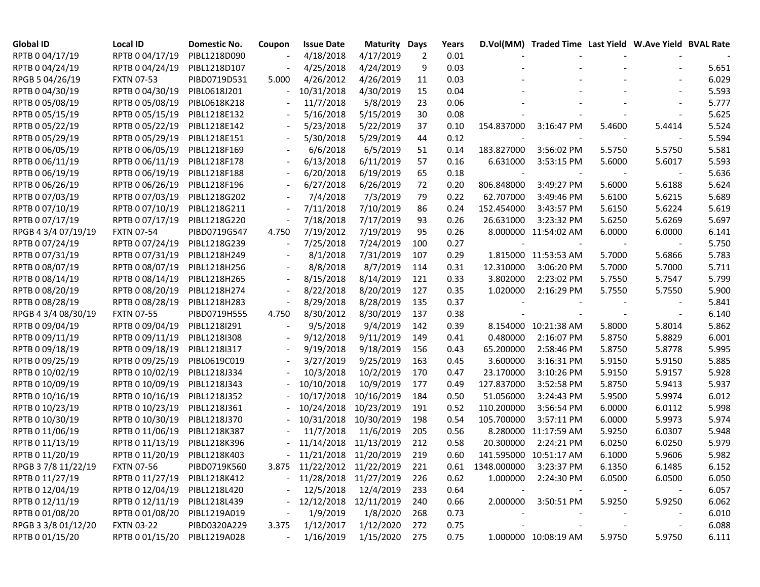| Global ID | Local ID | Domestic No. | Coupon | Issue Date | Maturity | Days | Years | D.Vol(MM) | Traded Time | Last Yield | W.Ave Yield | BVAL Rate |
|---|---|---|---|---|---|---|---|---|---|---|---|---|
| RPTB 0 04/17/19 | RPTB 0 04/17/19 | PIBL1218D090 | - | 4/18/2018 | 4/17/2019 | 2 | 0.01 | - | - | - | - | - |
| RPTB 0 04/24/19 | RPTB 0 04/24/19 | PIBL1218D107 | - | 4/25/2018 | 4/24/2019 | 9 | 0.03 | - | - | - | - | 5.651 |
| RPGB 5 04/26/19 | FXTN 07-53 | PIBD0719D531 | 5.000 | 4/26/2012 | 4/26/2019 | 11 | 0.03 | - | - | - | - | 6.029 |
| RPTB 0 04/30/19 | RPTB 0 04/30/19 | PIBL0618J201 | - | 10/31/2018 | 4/30/2019 | 15 | 0.04 | - | - | - | - | 5.593 |
| RPTB 0 05/08/19 | RPTB 0 05/08/19 | PIBL0618K218 | - | 11/7/2018 | 5/8/2019 | 23 | 0.06 | - | - | - | - | 5.777 |
| RPTB 0 05/15/19 | RPTB 0 05/15/19 | PIBL1218E132 | - | 5/16/2018 | 5/15/2019 | 30 | 0.08 | - | - | - | - | 5.625 |
| RPTB 0 05/22/19 | RPTB 0 05/22/19 | PIBL1218E142 | - | 5/23/2018 | 5/22/2019 | 37 | 0.10 | 154.837000 | 3:16:47 PM | 5.4600 | 5.4414 | 5.524 |
| RPTB 0 05/29/19 | RPTB 0 05/29/19 | PIBL1218E151 | - | 5/30/2018 | 5/29/2019 | 44 | 0.12 | - | - | - | - | 5.594 |
| RPTB 0 06/05/19 | RPTB 0 06/05/19 | PIBL1218F169 | - | 6/6/2018 | 6/5/2019 | 51 | 0.14 | 183.827000 | 3:56:02 PM | 5.5750 | 5.5750 | 5.581 |
| RPTB 0 06/11/19 | RPTB 0 06/11/19 | PIBL1218F178 | - | 6/13/2018 | 6/11/2019 | 57 | 0.16 | 6.631000 | 3:53:15 PM | 5.6000 | 5.6017 | 5.593 |
| RPTB 0 06/19/19 | RPTB 0 06/19/19 | PIBL1218F188 | - | 6/20/2018 | 6/19/2019 | 65 | 0.18 | - | - | - | - | 5.636 |
| RPTB 0 06/26/19 | RPTB 0 06/26/19 | PIBL1218F196 | - | 6/27/2018 | 6/26/2019 | 72 | 0.20 | 806.848000 | 3:49:27 PM | 5.6000 | 5.6188 | 5.624 |
| RPTB 0 07/03/19 | RPTB 0 07/03/19 | PIBL1218G202 | - | 7/4/2018 | 7/3/2019 | 79 | 0.22 | 62.707000 | 3:49:46 PM | 5.6100 | 5.6215 | 5.689 |
| RPTB 0 07/10/19 | RPTB 0 07/10/19 | PIBL1218G211 | - | 7/11/2018 | 7/10/2019 | 86 | 0.24 | 152.454000 | 3:43:57 PM | 5.6150 | 5.6224 | 5.619 |
| RPTB 0 07/17/19 | RPTB 0 07/17/19 | PIBL1218G220 | - | 7/18/2018 | 7/17/2019 | 93 | 0.26 | 26.631000 | 3:23:32 PM | 5.6250 | 5.6269 | 5.697 |
| RPGB 4 3/4 07/19/19 | FXTN 07-54 | PIBD0719G547 | 4.750 | 7/19/2012 | 7/19/2019 | 95 | 0.26 | 8.000000 | 11:54:02 AM | 6.0000 | 6.0000 | 6.141 |
| RPTB 0 07/24/19 | RPTB 0 07/24/19 | PIBL1218G239 | - | 7/25/2018 | 7/24/2019 | 100 | 0.27 | - | - | - | - | 5.750 |
| RPTB 0 07/31/19 | RPTB 0 07/31/19 | PIBL1218H249 | - | 8/1/2018 | 7/31/2019 | 107 | 0.29 | 1.815000 | 11:53:53 AM | 5.7000 | 5.6866 | 5.783 |
| RPTB 0 08/07/19 | RPTB 0 08/07/19 | PIBL1218H256 | - | 8/8/2018 | 8/7/2019 | 114 | 0.31 | 12.310000 | 3:06:20 PM | 5.7000 | 5.7000 | 5.711 |
| RPTB 0 08/14/19 | RPTB 0 08/14/19 | PIBL1218H265 | - | 8/15/2018 | 8/14/2019 | 121 | 0.33 | 3.802000 | 2:23:02 PM | 5.7550 | 5.7547 | 5.799 |
| RPTB 0 08/20/19 | RPTB 0 08/20/19 | PIBL1218H274 | - | 8/22/2018 | 8/20/2019 | 127 | 0.35 | 1.020000 | 2:16:29 PM | 5.7550 | 5.7550 | 5.900 |
| RPTB 0 08/28/19 | RPTB 0 08/28/19 | PIBL1218H283 | - | 8/29/2018 | 8/28/2019 | 135 | 0.37 | - | - | - | - | 5.841 |
| RPGB 4 3/4 08/30/19 | FXTN 07-55 | PIBD0719H555 | 4.750 | 8/30/2012 | 8/30/2019 | 137 | 0.38 | - | - | - | - | 6.140 |
| RPTB 0 09/04/19 | RPTB 0 09/04/19 | PIBL1218I291 | - | 9/5/2018 | 9/4/2019 | 142 | 0.39 | 8.154000 | 10:21:38 AM | 5.8000 | 5.8014 | 5.862 |
| RPTB 0 09/11/19 | RPTB 0 09/11/19 | PIBL1218I308 | - | 9/12/2018 | 9/11/2019 | 149 | 0.41 | 0.480000 | 2:16:07 PM | 5.8750 | 5.8829 | 6.001 |
| RPTB 0 09/18/19 | RPTB 0 09/18/19 | PIBL1218I317 | - | 9/19/2018 | 9/18/2019 | 156 | 0.43 | 65.200000 | 2:58:46 PM | 5.8750 | 5.8778 | 5.995 |
| RPTB 0 09/25/19 | RPTB 0 09/25/19 | PIBL0619C019 | - | 3/27/2019 | 9/25/2019 | 163 | 0.45 | 3.600000 | 3:16:31 PM | 5.9150 | 5.9150 | 5.885 |
| RPTB 0 10/02/19 | RPTB 0 10/02/19 | PIBL1218J334 | - | 10/3/2018 | 10/2/2019 | 170 | 0.47 | 23.170000 | 3:10:26 PM | 5.9150 | 5.9157 | 5.928 |
| RPTB 0 10/09/19 | RPTB 0 10/09/19 | PIBL1218J343 | - | 10/10/2018 | 10/9/2019 | 177 | 0.49 | 127.837000 | 3:52:58 PM | 5.8750 | 5.9413 | 5.937 |
| RPTB 0 10/16/19 | RPTB 0 10/16/19 | PIBL1218J352 | - | 10/17/2018 | 10/16/2019 | 184 | 0.50 | 51.056000 | 3:24:43 PM | 5.9500 | 5.9974 | 6.012 |
| RPTB 0 10/23/19 | RPTB 0 10/23/19 | PIBL1218J361 | - | 10/24/2018 | 10/23/2019 | 191 | 0.52 | 110.200000 | 3:56:54 PM | 6.0000 | 6.0112 | 5.998 |
| RPTB 0 10/30/19 | RPTB 0 10/30/19 | PIBL1218J370 | - | 10/31/2018 | 10/30/2019 | 198 | 0.54 | 105.700000 | 3:57:11 PM | 6.0000 | 5.9973 | 5.974 |
| RPTB 0 11/06/19 | RPTB 0 11/06/19 | PIBL1218K387 | - | 11/7/2018 | 11/6/2019 | 205 | 0.56 | 8.280000 | 11:17:59 AM | 5.9250 | 6.0307 | 5.948 |
| RPTB 0 11/13/19 | RPTB 0 11/13/19 | PIBL1218K396 | - | 11/14/2018 | 11/13/2019 | 212 | 0.58 | 20.300000 | 2:24:21 PM | 6.0250 | 6.0250 | 5.979 |
| RPTB 0 11/20/19 | RPTB 0 11/20/19 | PIBL1218K403 | - | 11/21/2018 | 11/20/2019 | 219 | 0.60 | 141.595000 | 10:51:17 AM | 6.1000 | 5.9606 | 5.982 |
| RPGB 3 7/8 11/22/19 | FXTN 07-56 | PIBD0719K560 | 3.875 | 11/22/2012 | 11/22/2019 | 221 | 0.61 | 1348.000000 | 3:23:37 PM | 6.1350 | 6.1485 | 6.152 |
| RPTB 0 11/27/19 | RPTB 0 11/27/19 | PIBL1218K412 | - | 11/28/2018 | 11/27/2019 | 226 | 0.62 | 1.000000 | 2:24:30 PM | 6.0500 | 6.0500 | 6.050 |
| RPTB 0 12/04/19 | RPTB 0 12/04/19 | PIBL1218L420 | - | 12/5/2018 | 12/4/2019 | 233 | 0.64 | - | - | - | - | 6.057 |
| RPTB 0 12/11/19 | RPTB 0 12/11/19 | PIBL1218L439 | - | 12/12/2018 | 12/11/2019 | 240 | 0.66 | 2.000000 | 3:50:51 PM | 5.9250 | 5.9250 | 6.062 |
| RPTB 0 01/08/20 | RPTB 0 01/08/20 | PIBL1219A019 | - | 1/9/2019 | 1/8/2020 | 268 | 0.73 | - | - | - | - | 6.010 |
| RPGB 3 3/8 01/12/20 | FXTN 03-22 | PIBD0320A229 | 3.375 | 1/12/2017 | 1/12/2020 | 272 | 0.75 | - | - | - | - | 6.088 |
| RPTB 0 01/15/20 | RPTB 0 01/15/20 | PIBL1219A028 | - | 1/16/2019 | 1/15/2020 | 275 | 0.75 | 1.000000 | 10:08:19 AM | 5.9750 | 5.9750 | 6.111 |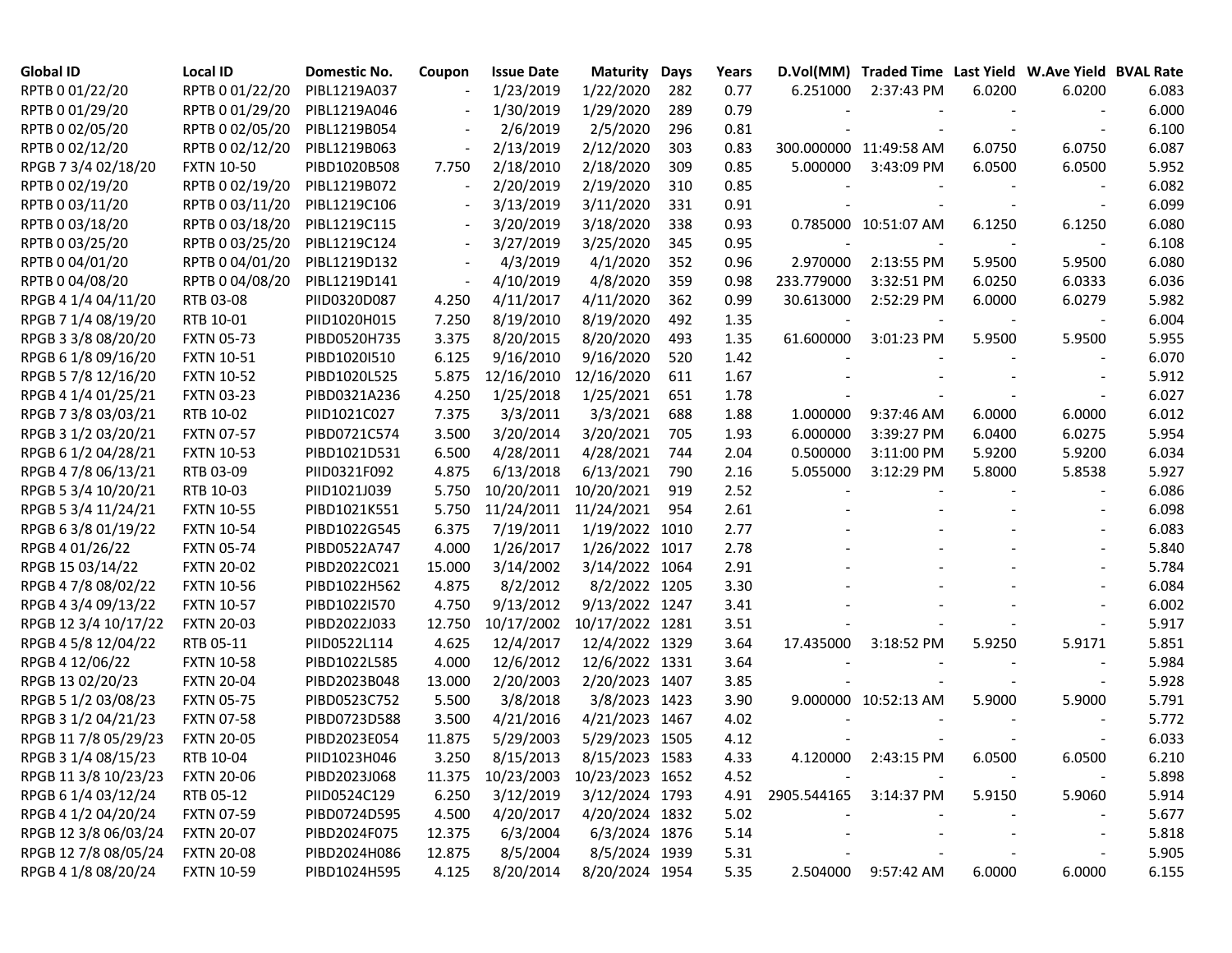| Global ID | Local ID | Domestic No. | Coupon | Issue Date | Maturity | Days | Years | D.Vol(MM) | Traded Time | Last Yield | W.Ave Yield | BVAL Rate |
|---|---|---|---|---|---|---|---|---|---|---|---|---|
| RPTB 0 01/22/20 | RPTB 0 01/22/20 | PIBL1219A037 | - | 1/23/2019 | 1/22/2020 | 282 | 0.77 | 6.251000 | 2:37:43 PM | 6.0200 | 6.0200 | 6.083 |
| RPTB 0 01/29/20 | RPTB 0 01/29/20 | PIBL1219A046 | - | 1/30/2019 | 1/29/2020 | 289 | 0.79 | - | - | - | - | 6.000 |
| RPTB 0 02/05/20 | RPTB 0 02/05/20 | PIBL1219B054 | - | 2/6/2019 | 2/5/2020 | 296 | 0.81 | - | - | - | - | 6.100 |
| RPTB 0 02/12/20 | RPTB 0 02/12/20 | PIBL1219B063 | - | 2/13/2019 | 2/12/2020 | 303 | 0.83 | 300.000000 | 11:49:58 AM | 6.0750 | 6.0750 | 6.087 |
| RPGB 7 3/4 02/18/20 | FXTN 10-50 | PIBD1020B508 | 7.750 | 2/18/2010 | 2/18/2020 | 309 | 0.85 | 5.000000 | 3:43:09 PM | 6.0500 | 6.0500 | 5.952 |
| RPTB 0 02/19/20 | RPTB 0 02/19/20 | PIBL1219B072 | - | 2/20/2019 | 2/19/2020 | 310 | 0.85 | - | - | - | - | 6.082 |
| RPTB 0 03/11/20 | RPTB 0 03/11/20 | PIBL1219C106 | - | 3/13/2019 | 3/11/2020 | 331 | 0.91 | - | - | - | - | 6.099 |
| RPTB 0 03/18/20 | RPTB 0 03/18/20 | PIBL1219C115 | - | 3/20/2019 | 3/18/2020 | 338 | 0.93 | 0.785000 | 10:51:07 AM | 6.1250 | 6.1250 | 6.080 |
| RPTB 0 03/25/20 | RPTB 0 03/25/20 | PIBL1219C124 | - | 3/27/2019 | 3/25/2020 | 345 | 0.95 | - | - | - | - | 6.108 |
| RPTB 0 04/01/20 | RPTB 0 04/01/20 | PIBL1219D132 | - | 4/3/2019 | 4/1/2020 | 352 | 0.96 | 2.970000 | 2:13:55 PM | 5.9500 | 5.9500 | 6.080 |
| RPTB 0 04/08/20 | RPTB 0 04/08/20 | PIBL1219D141 | - | 4/10/2019 | 4/8/2020 | 359 | 0.98 | 233.779000 | 3:32:51 PM | 6.0250 | 6.0333 | 6.036 |
| RPGB 4 1/4 04/11/20 | RTB 03-08 | PIID0320D087 | 4.250 | 4/11/2017 | 4/11/2020 | 362 | 0.99 | 30.613000 | 2:52:29 PM | 6.0000 | 6.0279 | 5.982 |
| RPGB 7 1/4 08/19/20 | RTB 10-01 | PIID1020H015 | 7.250 | 8/19/2010 | 8/19/2020 | 492 | 1.35 | - | - | - | - | 6.004 |
| RPGB 3 3/8 08/20/20 | FXTN 05-73 | PIBD0520H735 | 3.375 | 8/20/2015 | 8/20/2020 | 493 | 1.35 | 61.600000 | 3:01:23 PM | 5.9500 | 5.9500 | 5.955 |
| RPGB 6 1/8 09/16/20 | FXTN 10-51 | PIBD1020I510 | 6.125 | 9/16/2010 | 9/16/2020 | 520 | 1.42 | - | - | - | - | 6.070 |
| RPGB 5 7/8 12/16/20 | FXTN 10-52 | PIBD1020L525 | 5.875 | 12/16/2010 | 12/16/2020 | 611 | 1.67 | - | - | - | - | 5.912 |
| RPGB 4 1/4 01/25/21 | FXTN 03-23 | PIBD0321A236 | 4.250 | 1/25/2018 | 1/25/2021 | 651 | 1.78 | - | - | - | - | 6.027 |
| RPGB 7 3/8 03/03/21 | RTB 10-02 | PIID1021C027 | 7.375 | 3/3/2011 | 3/3/2021 | 688 | 1.88 | 1.000000 | 9:37:46 AM | 6.0000 | 6.0000 | 6.012 |
| RPGB 3 1/2 03/20/21 | FXTN 07-57 | PIBD0721C574 | 3.500 | 3/20/2014 | 3/20/2021 | 705 | 1.93 | 6.000000 | 3:39:27 PM | 6.0400 | 6.0275 | 5.954 |
| RPGB 6 1/2 04/28/21 | FXTN 10-53 | PIBD1021D531 | 6.500 | 4/28/2011 | 4/28/2021 | 744 | 2.04 | 0.500000 | 3:11:00 PM | 5.9200 | 5.9200 | 6.034 |
| RPGB 4 7/8 06/13/21 | RTB 03-09 | PIID0321F092 | 4.875 | 6/13/2018 | 6/13/2021 | 790 | 2.16 | 5.055000 | 3:12:29 PM | 5.8000 | 5.8538 | 5.927 |
| RPGB 5 3/4 10/20/21 | RTB 10-03 | PIID1021J039 | 5.750 | 10/20/2011 | 10/20/2021 | 919 | 2.52 | - | - | - | - | 6.086 |
| RPGB 5 3/4 11/24/21 | FXTN 10-55 | PIBD1021K551 | 5.750 | 11/24/2011 | 11/24/2021 | 954 | 2.61 | - | - | - | - | 6.098 |
| RPGB 6 3/8 01/19/22 | FXTN 10-54 | PIBD1022G545 | 6.375 | 7/19/2011 | 1/19/2022 | 1010 | 2.77 | - | - | - | - | 6.083 |
| RPGB 4 01/26/22 | FXTN 05-74 | PIBD0522A747 | 4.000 | 1/26/2017 | 1/26/2022 | 1017 | 2.78 | - | - | - | - | 5.840 |
| RPGB 15 03/14/22 | FXTN 20-02 | PIBD2022C021 | 15.000 | 3/14/2002 | 3/14/2022 | 1064 | 2.91 | - | - | - | - | 5.784 |
| RPGB 4 7/8 08/02/22 | FXTN 10-56 | PIBD1022H562 | 4.875 | 8/2/2012 | 8/2/2022 | 1205 | 3.30 | - | - | - | - | 6.084 |
| RPGB 4 3/4 09/13/22 | FXTN 10-57 | PIBD1022I570 | 4.750 | 9/13/2012 | 9/13/2022 | 1247 | 3.41 | - | - | - | - | 6.002 |
| RPGB 12 3/4 10/17/22 | FXTN 20-03 | PIBD2022J033 | 12.750 | 10/17/2002 | 10/17/2022 | 1281 | 3.51 | - | - | - | - | 5.917 |
| RPGB 4 5/8 12/04/22 | RTB 05-11 | PIID0522L114 | 4.625 | 12/4/2017 | 12/4/2022 | 1329 | 3.64 | 17.435000 | 3:18:52 PM | 5.9250 | 5.9171 | 5.851 |
| RPGB 4 12/06/22 | FXTN 10-58 | PIBD1022L585 | 4.000 | 12/6/2012 | 12/6/2022 | 1331 | 3.64 | - | - | - | - | 5.984 |
| RPGB 13 02/20/23 | FXTN 20-04 | PIBD2023B048 | 13.000 | 2/20/2003 | 2/20/2023 | 1407 | 3.85 | - | - | - | - | 5.928 |
| RPGB 5 1/2 03/08/23 | FXTN 05-75 | PIBD0523C752 | 5.500 | 3/8/2018 | 3/8/2023 | 1423 | 3.90 | 9.000000 | 10:52:13 AM | 5.9000 | 5.9000 | 5.791 |
| RPGB 3 1/2 04/21/23 | FXTN 07-58 | PIBD0723D588 | 3.500 | 4/21/2016 | 4/21/2023 | 1467 | 4.02 | - | - | - | - | 5.772 |
| RPGB 11 7/8 05/29/23 | FXTN 20-05 | PIBD2023E054 | 11.875 | 5/29/2003 | 5/29/2023 | 1505 | 4.12 | - | - | - | - | 6.033 |
| RPGB 3 1/4 08/15/23 | RTB 10-04 | PIID1023H046 | 3.250 | 8/15/2013 | 8/15/2023 | 1583 | 4.33 | 4.120000 | 2:43:15 PM | 6.0500 | 6.0500 | 6.210 |
| RPGB 11 3/8 10/23/23 | FXTN 20-06 | PIBD2023J068 | 11.375 | 10/23/2003 | 10/23/2023 | 1652 | 4.52 | - | - | - | - | 5.898 |
| RPGB 6 1/4 03/12/24 | RTB 05-12 | PIID0524C129 | 6.250 | 3/12/2019 | 3/12/2024 | 1793 | 4.91 | 2905.544165 | 3:14:37 PM | 5.9150 | 5.9060 | 5.914 |
| RPGB 4 1/2 04/20/24 | FXTN 07-59 | PIBD0724D595 | 4.500 | 4/20/2017 | 4/20/2024 | 1832 | 5.02 | - | - | - | - | 5.677 |
| RPGB 12 3/8 06/03/24 | FXTN 20-07 | PIBD2024F075 | 12.375 | 6/3/2004 | 6/3/2024 | 1876 | 5.14 | - | - | - | - | 5.818 |
| RPGB 12 7/8 08/05/24 | FXTN 20-08 | PIBD2024H086 | 12.875 | 8/5/2004 | 8/5/2024 | 1939 | 5.31 | - | - | - | - | 5.905 |
| RPGB 4 1/8 08/20/24 | FXTN 10-59 | PIBD1024H595 | 4.125 | 8/20/2014 | 8/20/2024 | 1954 | 5.35 | 2.504000 | 9:57:42 AM | 6.0000 | 6.0000 | 6.155 |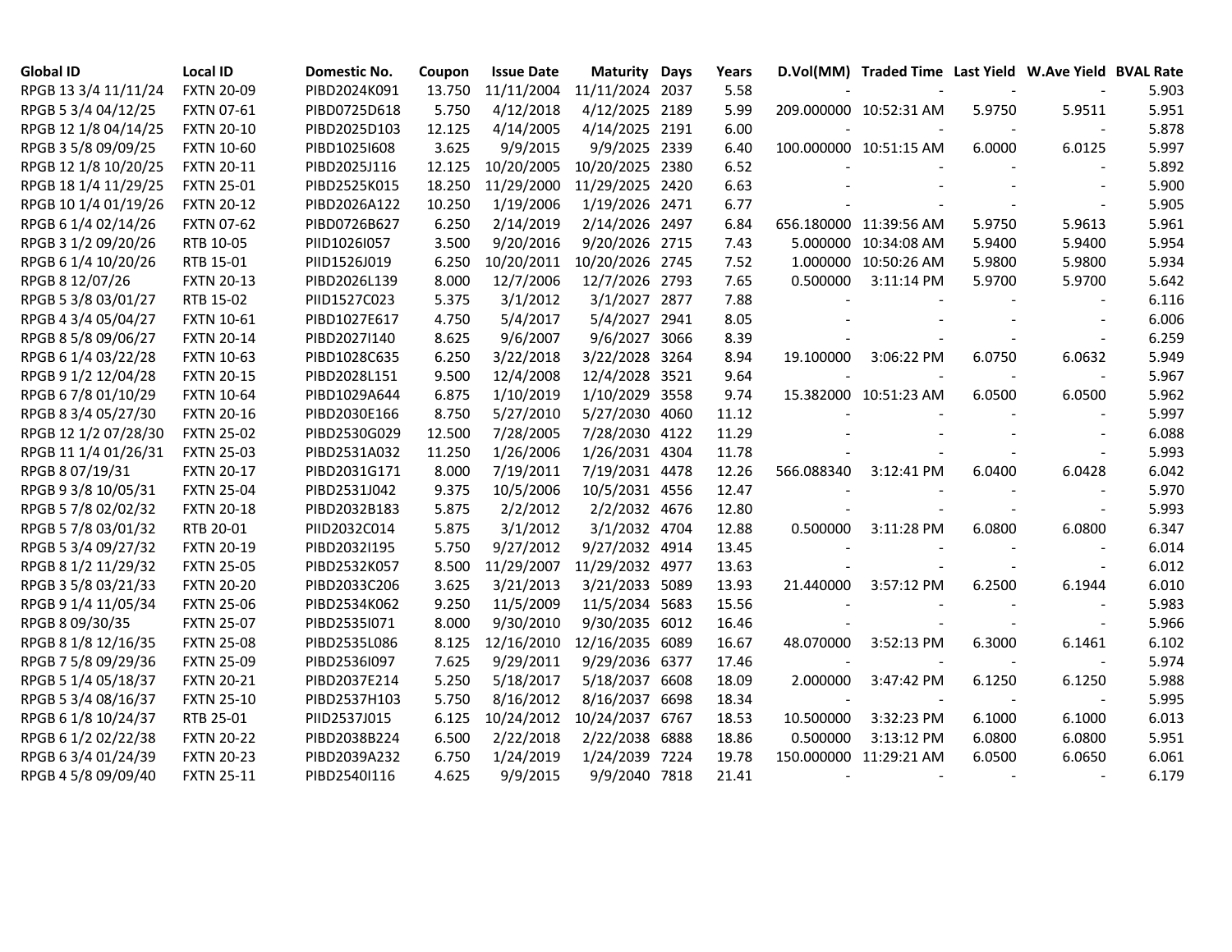| Global ID | Local ID | Domestic No. | Coupon | Issue Date | Maturity | Days | Years | D.Vol(MM) | Traded Time | Last Yield | W.Ave Yield | BVAL Rate |
|---|---|---|---|---|---|---|---|---|---|---|---|---|
| RPGB 13 3/4 11/11/24 | FXTN 20-09 | PIBD2024K091 | 13.750 | 11/11/2004 | 11/11/2024 | 2037 | 5.58 | - | - | - | - | 5.903 |
| RPGB 5 3/4 04/12/25 | FXTN 07-61 | PIBD0725D618 | 5.750 | 4/12/2018 | 4/12/2025 | 2189 | 5.99 | 209.000000 | 10:52:31 AM | 5.9750 | 5.9511 | 5.951 |
| RPGB 12 1/8 04/14/25 | FXTN 20-10 | PIBD2025D103 | 12.125 | 4/14/2005 | 4/14/2025 | 2191 | 6.00 | - | - | - | - | 5.878 |
| RPGB 3 5/8 09/09/25 | FXTN 10-60 | PIBD1025I608 | 3.625 | 9/9/2015 | 9/9/2025 | 2339 | 6.40 | 100.000000 | 10:51:15 AM | 6.0000 | 6.0125 | 5.997 |
| RPGB 12 1/8 10/20/25 | FXTN 20-11 | PIBD2025J116 | 12.125 | 10/20/2005 | 10/20/2025 | 2380 | 6.52 | - | - | - | - | 5.892 |
| RPGB 18 1/4 11/29/25 | FXTN 25-01 | PIBD2525K015 | 18.250 | 11/29/2000 | 11/29/2025 | 2420 | 6.63 | - | - | - | - | 5.900 |
| RPGB 10 1/4 01/19/26 | FXTN 20-12 | PIBD2026A122 | 10.250 | 1/19/2006 | 1/19/2026 | 2471 | 6.77 | - | - | - | - | 5.905 |
| RPGB 6 1/4 02/14/26 | FXTN 07-62 | PIBD0726B627 | 6.250 | 2/14/2019 | 2/14/2026 | 2497 | 6.84 | 656.180000 | 11:39:56 AM | 5.9750 | 5.9613 | 5.961 |
| RPGB 3 1/2 09/20/26 | RTB 10-05 | PIID1026I057 | 3.500 | 9/20/2016 | 9/20/2026 | 2715 | 7.43 | 5.000000 | 10:34:08 AM | 5.9400 | 5.9400 | 5.954 |
| RPGB 6 1/4 10/20/26 | RTB 15-01 | PIID1526J019 | 6.250 | 10/20/2011 | 10/20/2026 | 2745 | 7.52 | 1.000000 | 10:50:26 AM | 5.9800 | 5.9800 | 5.934 |
| RPGB 8 12/07/26 | FXTN 20-13 | PIBD2026L139 | 8.000 | 12/7/2006 | 12/7/2026 | 2793 | 7.65 | 0.500000 | 3:11:14 PM | 5.9700 | 5.9700 | 5.642 |
| RPGB 5 3/8 03/01/27 | RTB 15-02 | PIID1527C023 | 5.375 | 3/1/2012 | 3/1/2027 | 2877 | 7.88 | - | - | - | - | 6.116 |
| RPGB 4 3/4 05/04/27 | FXTN 10-61 | PIBD1027E617 | 4.750 | 5/4/2017 | 5/4/2027 | 2941 | 8.05 | - | - | - | - | 6.006 |
| RPGB 8 5/8 09/06/27 | FXTN 20-14 | PIBD2027I140 | 8.625 | 9/6/2007 | 9/6/2027 | 3066 | 8.39 | - | - | - | - | 6.259 |
| RPGB 6 1/4 03/22/28 | FXTN 10-63 | PIBD1028C635 | 6.250 | 3/22/2018 | 3/22/2028 | 3264 | 8.94 | 19.100000 | 3:06:22 PM | 6.0750 | 6.0632 | 5.949 |
| RPGB 9 1/2 12/04/28 | FXTN 20-15 | PIBD2028L151 | 9.500 | 12/4/2008 | 12/4/2028 | 3521 | 9.64 | - | - | - | - | 5.967 |
| RPGB 6 7/8 01/10/29 | FXTN 10-64 | PIBD1029A644 | 6.875 | 1/10/2019 | 1/10/2029 | 3558 | 9.74 | 15.382000 | 10:51:23 AM | 6.0500 | 6.0500 | 5.962 |
| RPGB 8 3/4 05/27/30 | FXTN 20-16 | PIBD2030E166 | 8.750 | 5/27/2010 | 5/27/2030 | 4060 | 11.12 | - | - | - | - | 5.997 |
| RPGB 12 1/2 07/28/30 | FXTN 25-02 | PIBD2530G029 | 12.500 | 7/28/2005 | 7/28/2030 | 4122 | 11.29 | - | - | - | - | 6.088 |
| RPGB 11 1/4 01/26/31 | FXTN 25-03 | PIBD2531A032 | 11.250 | 1/26/2006 | 1/26/2031 | 4304 | 11.78 | - | - | - | - | 5.993 |
| RPGB 8 07/19/31 | FXTN 20-17 | PIBD2031G171 | 8.000 | 7/19/2011 | 7/19/2031 | 4478 | 12.26 | 566.088340 | 3:12:41 PM | 6.0400 | 6.0428 | 6.042 |
| RPGB 9 3/8 10/05/31 | FXTN 25-04 | PIBD2531J042 | 9.375 | 10/5/2006 | 10/5/2031 | 4556 | 12.47 | - | - | - | - | 5.970 |
| RPGB 5 7/8 02/02/32 | FXTN 20-18 | PIBD2032B183 | 5.875 | 2/2/2012 | 2/2/2032 | 4676 | 12.80 | - | - | - | - | 5.993 |
| RPGB 5 7/8 03/01/32 | RTB 20-01 | PIID2032C014 | 5.875 | 3/1/2012 | 3/1/2032 | 4704 | 12.88 | 0.500000 | 3:11:28 PM | 6.0800 | 6.0800 | 6.347 |
| RPGB 5 3/4 09/27/32 | FXTN 20-19 | PIBD2032I195 | 5.750 | 9/27/2012 | 9/27/2032 | 4914 | 13.45 | - | - | - | - | 6.014 |
| RPGB 8 1/2 11/29/32 | FXTN 25-05 | PIBD2532K057 | 8.500 | 11/29/2007 | 11/29/2032 | 4977 | 13.63 | - | - | - | - | 6.012 |
| RPGB 3 5/8 03/21/33 | FXTN 20-20 | PIBD2033C206 | 3.625 | 3/21/2013 | 3/21/2033 | 5089 | 13.93 | 21.440000 | 3:57:12 PM | 6.2500 | 6.1944 | 6.010 |
| RPGB 9 1/4 11/05/34 | FXTN 25-06 | PIBD2534K062 | 9.250 | 11/5/2009 | 11/5/2034 | 5683 | 15.56 | - | - | - | - | 5.983 |
| RPGB 8 09/30/35 | FXTN 25-07 | PIBD2535I071 | 8.000 | 9/30/2010 | 9/30/2035 | 6012 | 16.46 | - | - | - | - | 5.966 |
| RPGB 8 1/8 12/16/35 | FXTN 25-08 | PIBD2535L086 | 8.125 | 12/16/2010 | 12/16/2035 | 6089 | 16.67 | 48.070000 | 3:52:13 PM | 6.3000 | 6.1461 | 6.102 |
| RPGB 7 5/8 09/29/36 | FXTN 25-09 | PIBD2536I097 | 7.625 | 9/29/2011 | 9/29/2036 | 6377 | 17.46 | - | - | - | - | 5.974 |
| RPGB 5 1/4 05/18/37 | FXTN 20-21 | PIBD2037E214 | 5.250 | 5/18/2017 | 5/18/2037 | 6608 | 18.09 | 2.000000 | 3:47:42 PM | 6.1250 | 6.1250 | 5.988 |
| RPGB 5 3/4 08/16/37 | FXTN 25-10 | PIBD2537H103 | 5.750 | 8/16/2012 | 8/16/2037 | 6698 | 18.34 | - | - | - | - | 5.995 |
| RPGB 6 1/8 10/24/37 | RTB 25-01 | PIID2537J015 | 6.125 | 10/24/2012 | 10/24/2037 | 6767 | 18.53 | 10.500000 | 3:32:23 PM | 6.1000 | 6.1000 | 6.013 |
| RPGB 6 1/2 02/22/38 | FXTN 20-22 | PIBD2038B224 | 6.500 | 2/22/2018 | 2/22/2038 | 6888 | 18.86 | 0.500000 | 3:13:12 PM | 6.0800 | 6.0800 | 5.951 |
| RPGB 6 3/4 01/24/39 | FXTN 20-23 | PIBD2039A232 | 6.750 | 1/24/2019 | 1/24/2039 | 7224 | 19.78 | 150.000000 | 11:29:21 AM | 6.0500 | 6.0650 | 6.061 |
| RPGB 4 5/8 09/09/40 | FXTN 25-11 | PIBD2540I116 | 4.625 | 9/9/2015 | 9/9/2040 | 7818 | 21.41 | - | - | - | - | 6.179 |